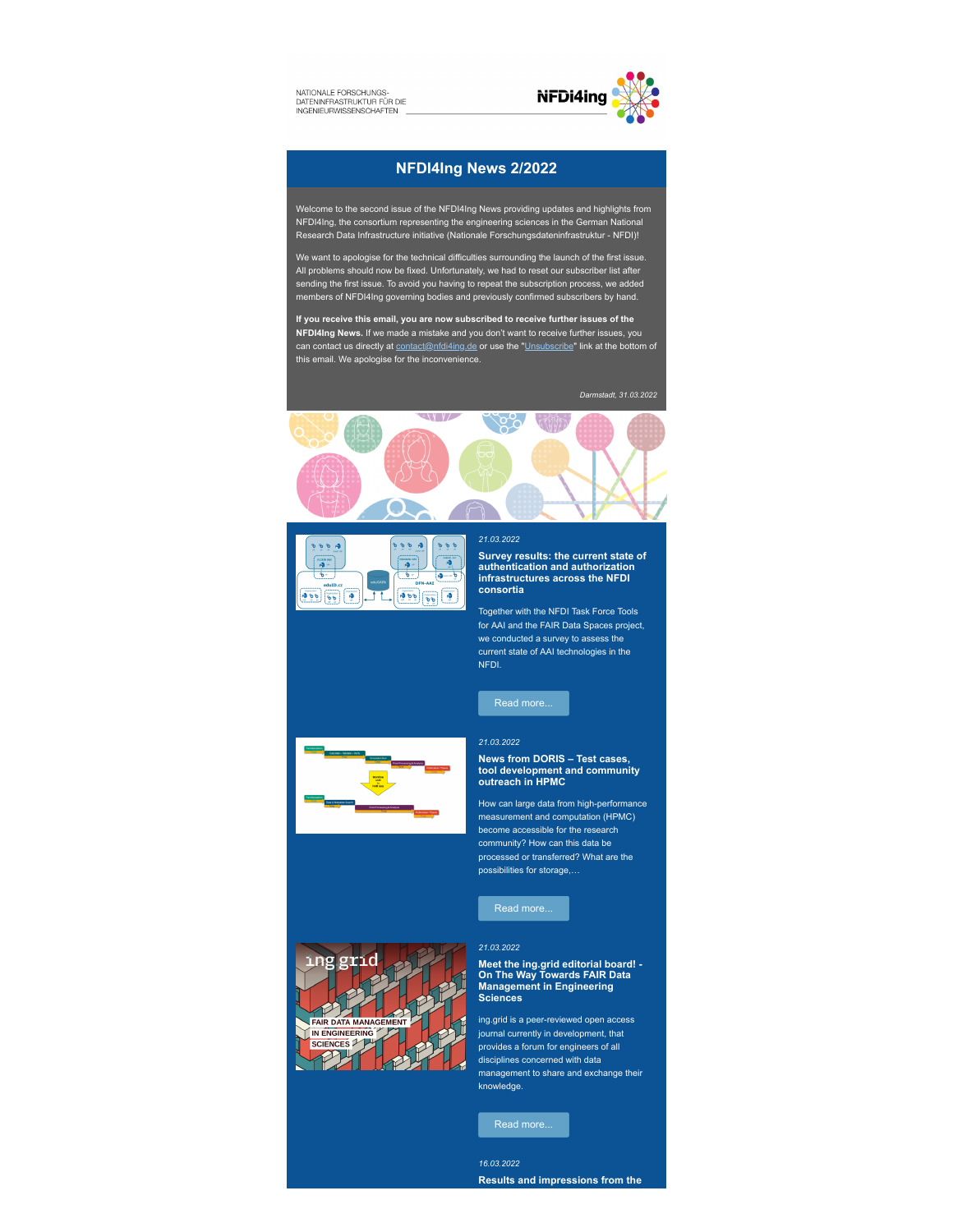NATIONALE FORSCHUNGS-
DATENINFRASTRUKTUR FÜR DIE
INGENIEURWISSENSCHAFTEN

NFDI4Ing

# NFDI4Ing News 2/2022

Welcome to the second issue of the NFDI4Ing News providing updates and highlights from NFDI4Ing, the consortium representing the engineering sciences in the German National Research Data Infrastructure initiative (Nationale Forschungsdateninfrastruktur - NFDI)!

We want to apologise for the technical difficulties surrounding the launch of the first issue. All problems should now be fixed. Unfortunately, we had to reset our subscriber list after sending the first issue. To avoid you having to repeat the subscription process, we added members of NFDI4Ing governing bodies and previously confirmed subscribers by hand.

**If you receive this email, you are now subscribed to receive further issues of the NFDI4Ing News.** If we made a mistake and you don't want to receive further issues, you can contact us directly at contact@nfdi4ing.de or use the "Unsubscribe" link at the bottom of this email. We apologise for the inconvenience.

*Darmstadt, 31.03.2022*

*21.03.2022*

### Survey results: the current state of authentication and authorization infrastructures across the NFDI consortia

Together with the NFDI Task Force Tools for AAI and the FAIR Data Spaces project, we conducted a survey to assess the current state of AAI technologies in the NFDI.

Read more...

*21.03.2022*

### News from DORIS – Test cases, tool development and community outreach in HPMC

How can large data from high-performance measurement and computation (HPMC) become accessible for the research community? How can this data be processed or transferred? What are the possibilities for storage,…

Read more...

*21.03.2022*

### Meet the ing.grid editorial board! - On The Way Towards FAIR Data Management in Engineering Sciences

ing.grid is a peer-reviewed open access journal currently in development, that provides a forum for engineers of all disciplines concerned with data management to share and exchange their knowledge.

Read more...

*16.03.2022*

### Results and impressions from the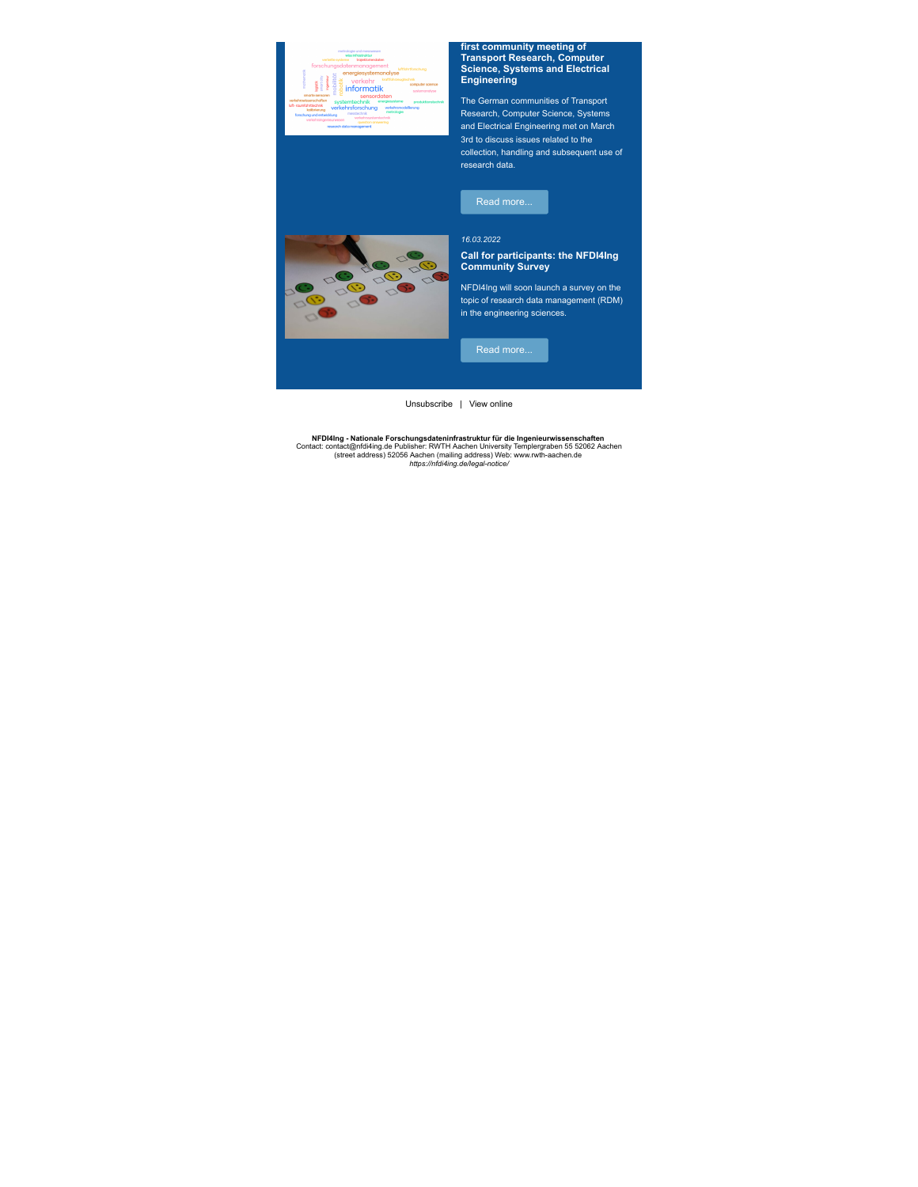### first community meeting of Transport Research, Computer Science, Systems and Electrical Engineering

The German communities of Transport Research, Computer Science, Systems and Electrical Engineering met on March 3rd to discuss issues related to the collection, handling and subsequent use of research data.

Read more...

*16.03.2022*

### Call for participants: the NFDI4Ing Community Survey

NFDI4Ing will soon launch a survey on the topic of research data management (RDM) in the engineering sciences.

Read more...

Unsubscribe | View online

**NFDI4Ing - Nationale Forschungsdateninfrastruktur für die Ingenieurwissenschaften**
Contact: contact@nfdi4ing.de Publisher: RWTH Aachen University Templergraben 55 52062 Aachen (street address) 52056 Aachen (mailing address) Web: www.rwth-aachen.de
*https://nfdi4ing.de/legal-notice/*